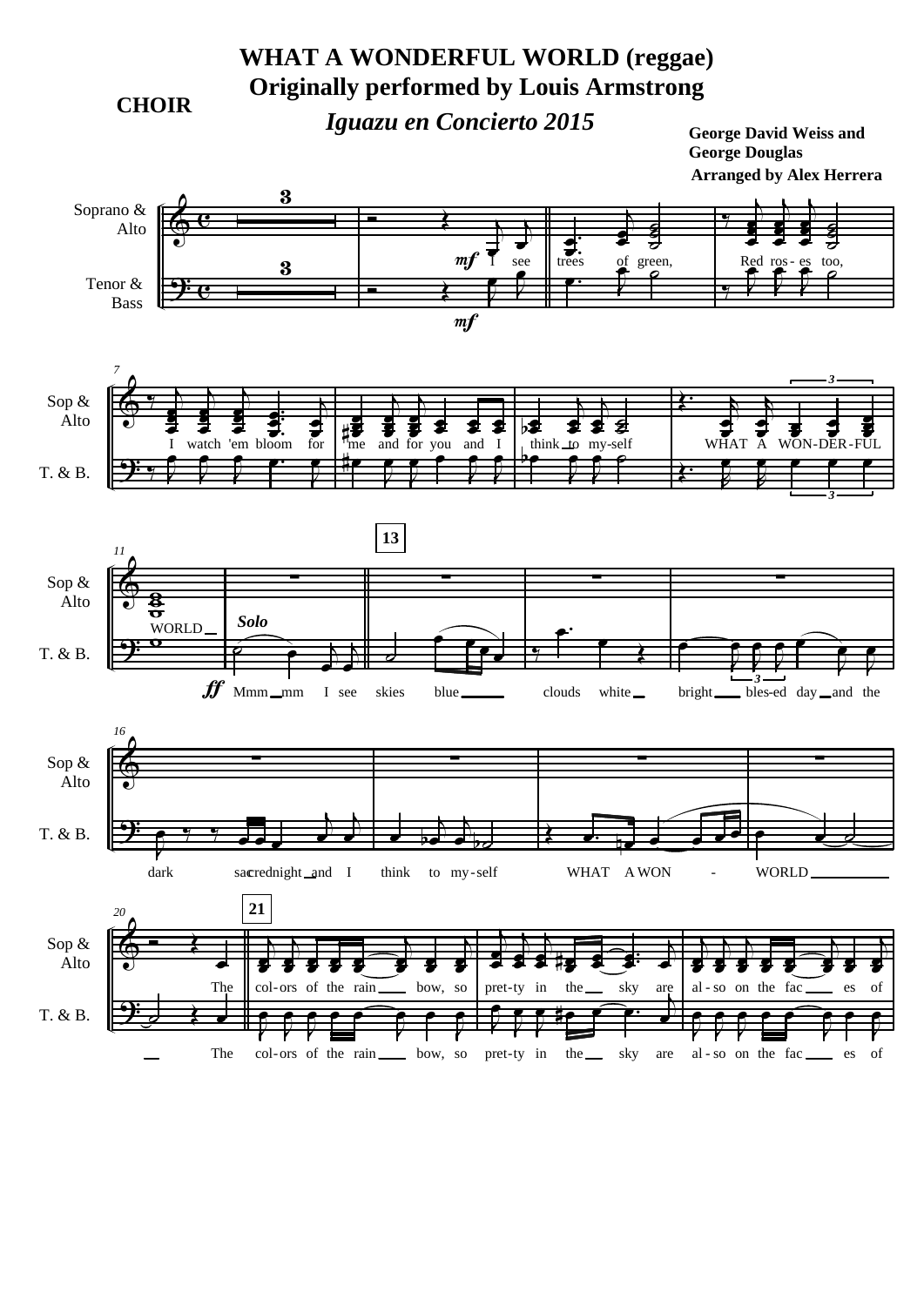# WHAT A WONDERFUL WORLD (reggae)
## Originally performed by Louis Armstrong

**CHOIR**

*Iguazu en Concierto 2015*

**George David Weiss and George Douglas**

**Arranged by Alex Herrera**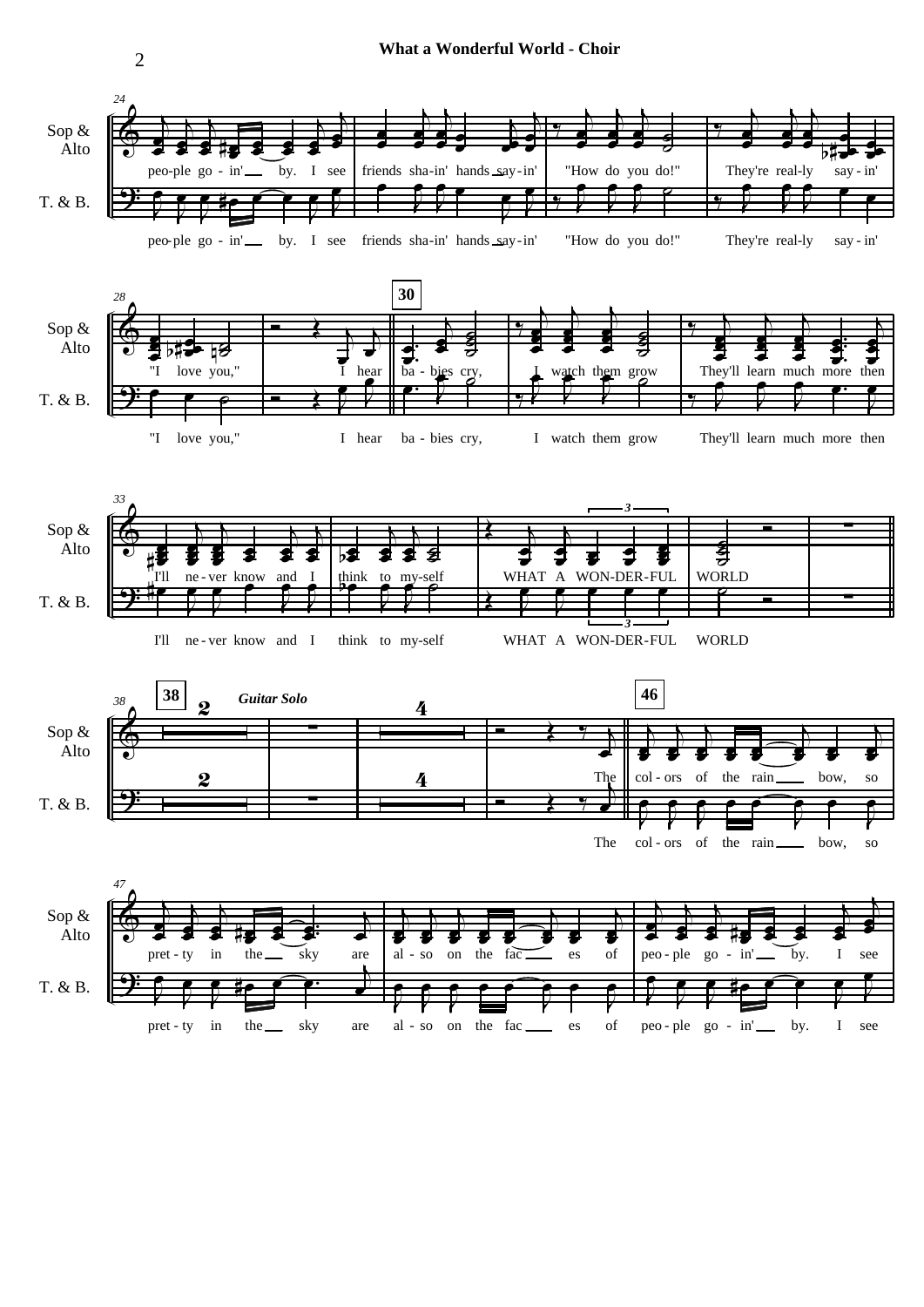Sop & Alto

T. & B.

24

peo-ple go - in' ___ by. I see friends sha-in' hands say-in' "How do you do!" They're real-ly say - in'

28

"I love you," I hear

**30**

ba - bies cry, I watch them grow They'll learn much more then

33

I'll ne - ver know and I think to my-self WHAT A WON-DER-FUL WORLD

3

**38**

2 *Guitar Solo* 4

The

**46**

col - ors of the rain ___ bow, so

47

pret - ty in the ___ sky are al - so on the fac ___ es of peo - ple go - in' ___ by. I see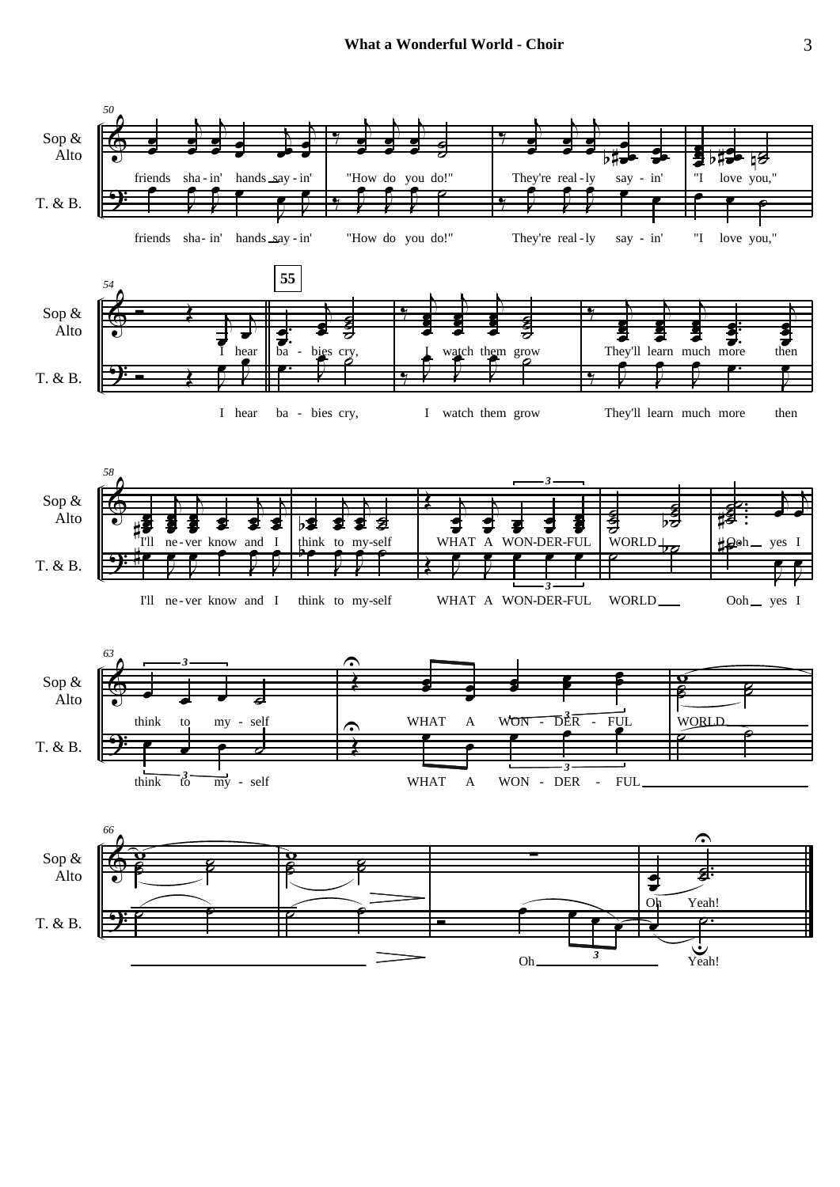Sop & Alto

T. & B.

friends sha - in' hands say - in' "How do you do!" They're real - ly say - in' "I love you,"

I hear ba - bies cry, I watch them grow They'll learn much more then

I'll ne - ver know and I think to my-self WHAT A WON-DER-FUL WORLD Ooh yes I

think to my - self WHAT A WON - DER - FUL WORLD

Oh Yeah!